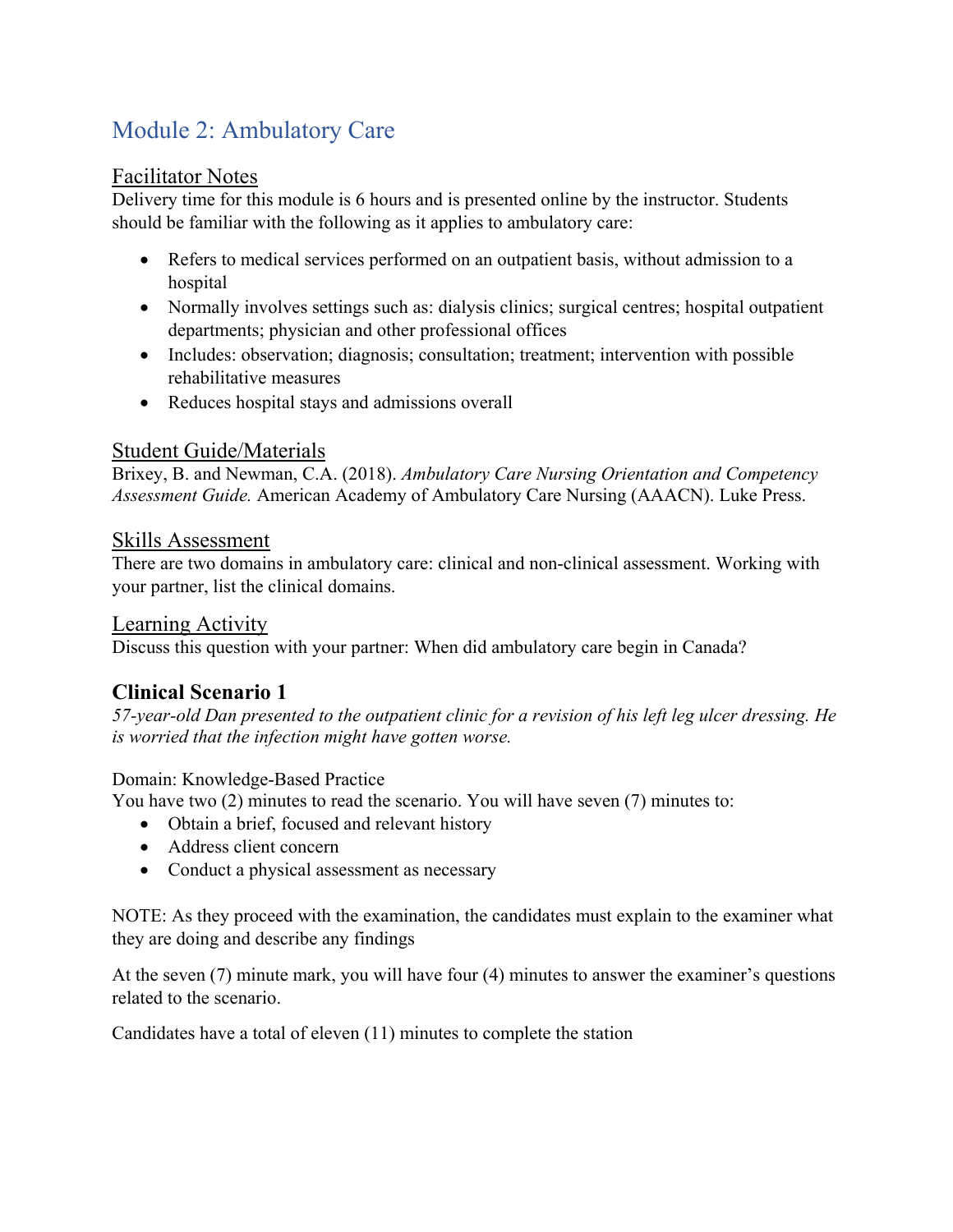# Module 2: Ambulatory Care

## Facilitator Notes

Delivery time for this module is 6 hours and is presented online by the instructor. Students should be familiar with the following as it applies to ambulatory care:

- Refers to medical services performed on an outpatient basis, without admission to a hospital
- Normally involves settings such as: dialysis clinics; surgical centres; hospital outpatient departments; physician and other professional offices
- Includes: observation; diagnosis; consultation; treatment; intervention with possible rehabilitative measures
- Reduces hospital stays and admissions overall

## Student Guide/Materials

Brixey, B. and Newman, C.A. (2018). *Ambulatory Care Nursing Orientation and Competency Assessment Guide.* American Academy of Ambulatory Care Nursing (AAACN). Luke Press.

## Skills Assessment

There are two domains in ambulatory care: clinical and non-clinical assessment. Working with your partner, list the clinical domains.

## Learning Activity

Discuss this question with your partner: When did ambulatory care begin in Canada?

### Clinical Scenario 1

*57-year-old Dan presented to the outpatient clinic for a revision of his left leg ulcer dressing. He is worried that the infection might have gotten worse.*

Domain: Knowledge-Based Practice

You have two (2) minutes to read the scenario. You will have seven (7) minutes to:

- Obtain a brief, focused and relevant history
- Address client concern
- Conduct a physical assessment as necessary

NOTE: As they proceed with the examination, the candidates must explain to the examiner what they are doing and describe any findings

At the seven (7) minute mark, you will have four (4) minutes to answer the examiner's questions related to the scenario.

Candidates have a total of eleven (11) minutes to complete the station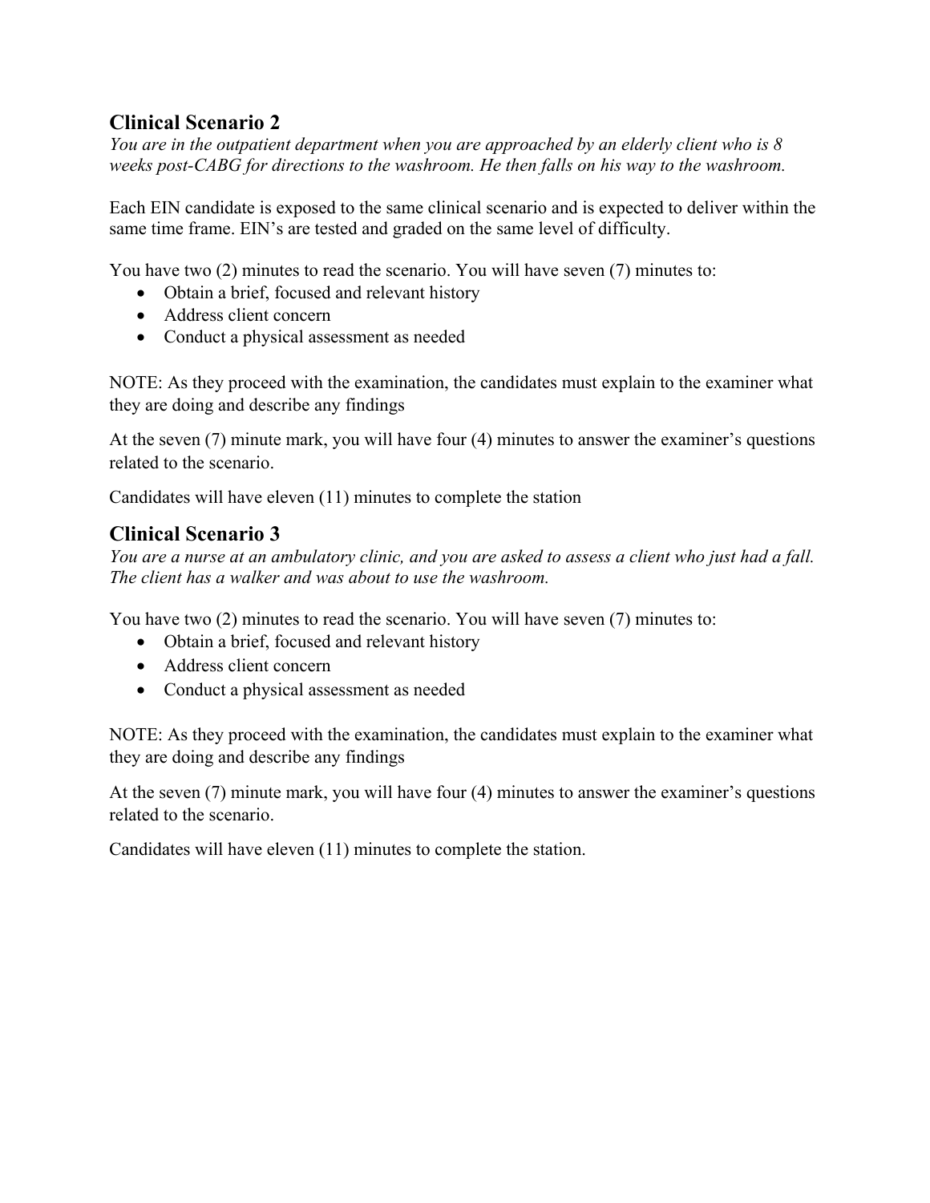## Clinical Scenario 2

*You are in the outpatient department when you are approached by an elderly client who is 8 weeks post-CABG for directions to the washroom. He then falls on his way to the washroom.*

Each EIN candidate is exposed to the same clinical scenario and is expected to deliver within the same time frame. EIN's are tested and graded on the same level of difficulty.

You have two (2) minutes to read the scenario. You will have seven (7) minutes to:

- Obtain a brief, focused and relevant history
- Address client concern
- Conduct a physical assessment as needed

NOTE: As they proceed with the examination, the candidates must explain to the examiner what they are doing and describe any findings

At the seven (7) minute mark, you will have four (4) minutes to answer the examiner's questions related to the scenario.

Candidates will have eleven (11) minutes to complete the station

## Clinical Scenario 3

*You are a nurse at an ambulatory clinic, and you are asked to assess a client who just had a fall. The client has a walker and was about to use the washroom.*

You have two (2) minutes to read the scenario. You will have seven (7) minutes to:

- Obtain a brief, focused and relevant history
- Address client concern
- Conduct a physical assessment as needed

NOTE: As they proceed with the examination, the candidates must explain to the examiner what they are doing and describe any findings

At the seven (7) minute mark, you will have four (4) minutes to answer the examiner's questions related to the scenario.

Candidates will have eleven (11) minutes to complete the station.